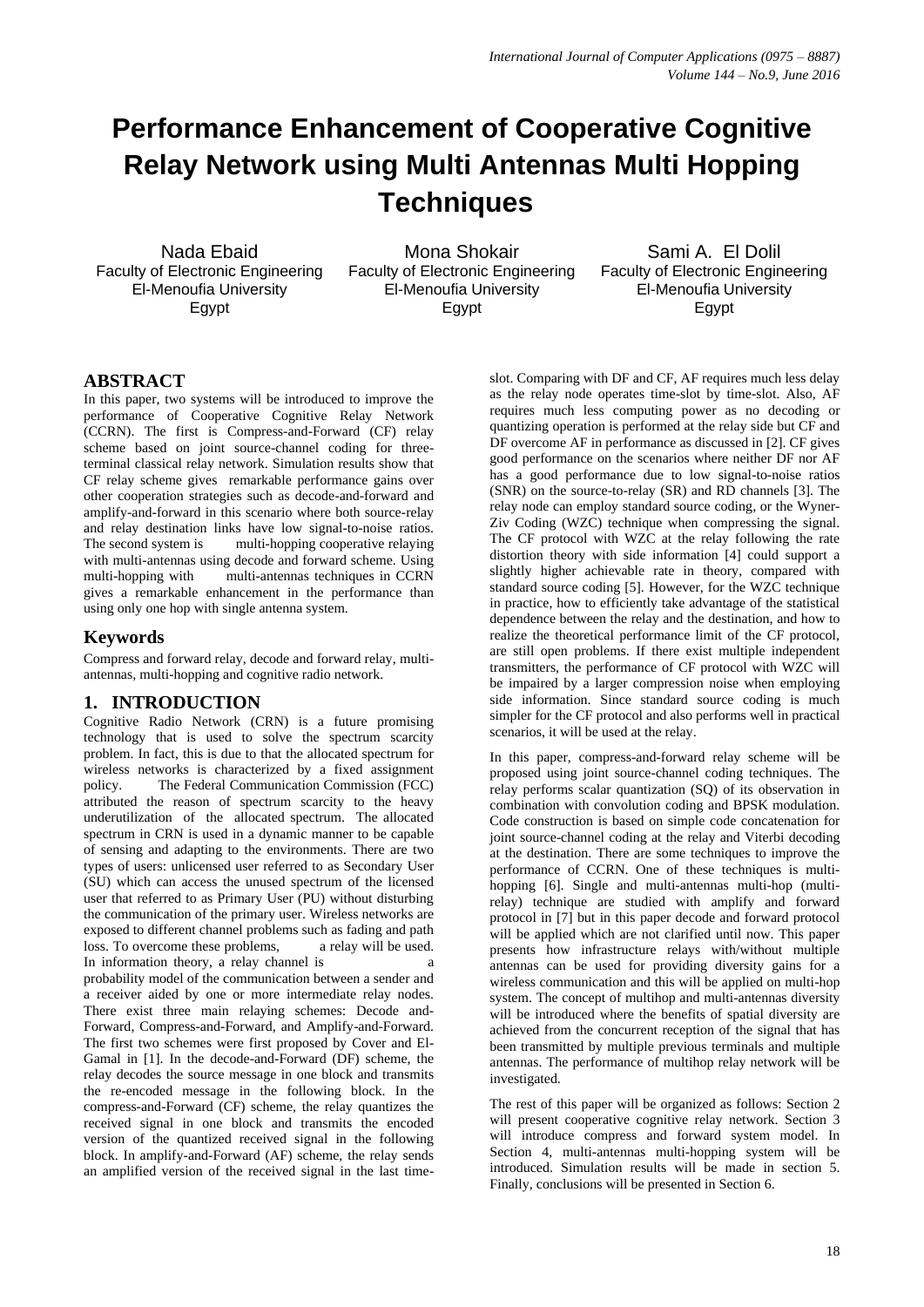# Performance Enhancement of Cooperative Cognitive Relay Network using Multi Antennas Multi Hopping Techniques

Nada Ebaid
Faculty of Electronic Engineering
El-Menoufia University
Egypt

Mona Shokair
Faculty of Electronic Engineering
El-Menoufia University
Egypt

Sami A. El Dolil
Faculty of Electronic Engineering
El-Menoufia University
Egypt

## ABSTRACT

In this paper, two systems will be introduced to improve the performance of Cooperative Cognitive Relay Network (CCRN). The first is Compress-and-Forward (CF) relay scheme based on joint source-channel coding for three-terminal classical relay network. Simulation results show that CF relay scheme gives remarkable performance gains over other cooperation strategies such as decode-and-forward and amplify-and-forward in this scenario where both source-relay and relay destination links have low signal-to-noise ratios. The second system is multi-hopping cooperative relaying with multi-antennas using decode and forward scheme. Using multi-hopping with multi-antennas techniques in CCRN gives a remarkable enhancement in the performance than using only one hop with single antenna system.

## Keywords

Compress and forward relay, decode and forward relay, multi-antennas, multi-hopping and cognitive radio network.

## 1. INTRODUCTION

Cognitive Radio Network (CRN) is a future promising technology that is used to solve the spectrum scarcity problem. In fact, this is due to that the allocated spectrum for wireless networks is characterized by a fixed assignment policy. The Federal Communication Commission (FCC) attributed the reason of spectrum scarcity to the heavy underutilization of the allocated spectrum. The allocated spectrum in CRN is used in a dynamic manner to be capable of sensing and adapting to the environments. There are two types of users: unlicensed user referred to as Secondary User (SU) which can access the unused spectrum of the licensed user that referred to as Primary User (PU) without disturbing the communication of the primary user. Wireless networks are exposed to different channel problems such as fading and path loss. To overcome these problems, a relay will be used. In information theory, a relay channel is a probability model of the communication between a sender and a receiver aided by one or more intermediate relay nodes. There exist three main relaying schemes: Decode and-Forward, Compress-and-Forward, and Amplify-and-Forward. The first two schemes were first proposed by Cover and El-Gamal in [1]. In the decode-and-Forward (DF) scheme, the relay decodes the source message in one block and transmits the re-encoded message in the following block. In the compress-and-Forward (CF) scheme, the relay quantizes the received signal in one block and transmits the encoded version of the quantized received signal in the following block. In amplify-and-Forward (AF) scheme, the relay sends an amplified version of the received signal in the last time-slot. Comparing with DF and CF, AF requires much less delay as the relay node operates time-slot by time-slot. Also, AF requires much less computing power as no decoding or quantizing operation is performed at the relay side but CF and DF overcome AF in performance as discussed in [2]. CF gives good performance on the scenarios where neither DF nor AF has a good performance due to low signal-to-noise ratios (SNR) on the source-to-relay (SR) and RD channels [3]. The relay node can employ standard source coding, or the Wyner-Ziv Coding (WZC) technique when compressing the signal. The CF protocol with WZC at the relay following the rate distortion theory with side information [4] could support a slightly higher achievable rate in theory, compared with standard source coding [5]. However, for the WZC technique in practice, how to efficiently take advantage of the statistical dependence between the relay and the destination, and how to realize the theoretical performance limit of the CF protocol, are still open problems. If there exist multiple independent transmitters, the performance of CF protocol with WZC will be impaired by a larger compression noise when employing side information. Since standard source coding is much simpler for the CF protocol and also performs well in practical scenarios, it will be used at the relay.

In this paper, compress-and-forward relay scheme will be proposed using joint source-channel coding techniques. The relay performs scalar quantization (SQ) of its observation in combination with convolution coding and BPSK modulation. Code construction is based on simple code concatenation for joint source-channel coding at the relay and Viterbi decoding at the destination. There are some techniques to improve the performance of CCRN. One of these techniques is multi-hopping [6]. Single and multi-antennas multi-hop (multi-relay) technique are studied with amplify and forward protocol in [7] but in this paper decode and forward protocol will be applied which are not clarified until now. This paper presents how infrastructure relays with/without multiple antennas can be used for providing diversity gains for a wireless communication and this will be applied on multi-hop system. The concept of multihop and multi-antennas diversity will be introduced where the benefits of spatial diversity are achieved from the concurrent reception of the signal that has been transmitted by multiple previous terminals and multiple antennas. The performance of multihop relay network will be investigated.

The rest of this paper will be organized as follows: Section 2 will present cooperative cognitive relay network. Section 3 will introduce compress and forward system model. In Section 4, multi-antennas multi-hopping system will be introduced. Simulation results will be made in section 5. Finally, conclusions will be presented in Section 6.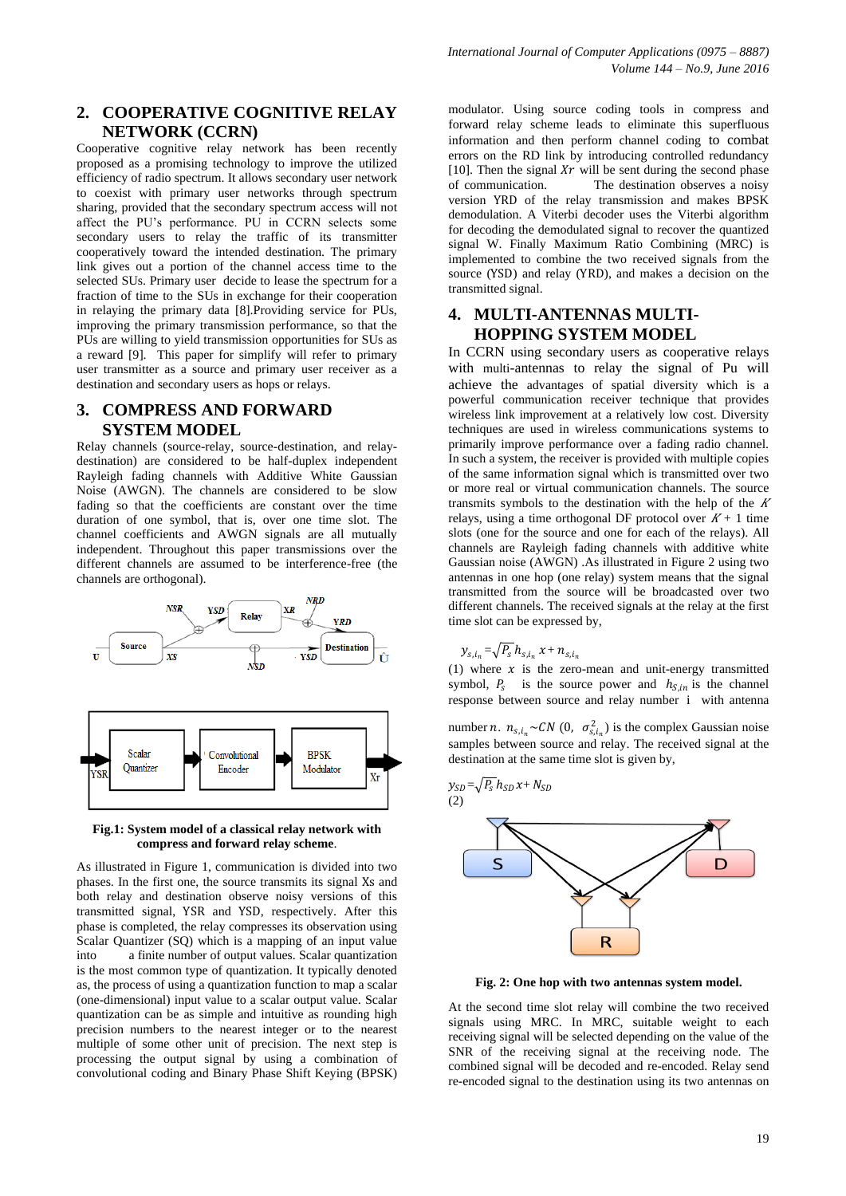## 2. COOPERATIVE COGNITIVE RELAY NETWORK (CCRN)

Cooperative cognitive relay network has been recently proposed as a promising technology to improve the utilized efficiency of radio spectrum. It allows secondary user network to coexist with primary user networks through spectrum sharing, provided that the secondary spectrum access will not affect the PU's performance. PU in CCRN selects some secondary users to relay the traffic of its transmitter cooperatively toward the intended destination. The primary link gives out a portion of the channel access time to the selected SUs. Primary user decide to lease the spectrum for a fraction of time to the SUs in exchange for their cooperation in relaying the primary data [8].Providing service for PUs, improving the primary transmission performance, so that the PUs are willing to yield transmission opportunities for SUs as a reward [9]. This paper for simplify will refer to primary user transmitter as a source and primary user receiver as a destination and secondary users as hops or relays.

## 3. COMPRESS AND FORWARD SYSTEM MODEL

Relay channels (source-relay, source-destination, and relay-destination) are considered to be half-duplex independent Rayleigh fading channels with Additive White Gaussian Noise (AWGN). The channels are considered to be slow fading so that the coefficients are constant over the time duration of one symbol, that is, over one time slot. The channel coefficients and AWGN signals are all mutually independent. Throughout this paper transmissions over the different channels are assumed to be interference-free (the channels are orthogonal).

**Fig.1: System model of a classical relay network with compress and forward relay scheme.**

As illustrated in Figure 1, communication is divided into two phases. In the first one, the source transmits its signal Xs and both relay and destination observe noisy versions of this transmitted signal, YSR and YSD, respectively. After this phase is completed, the relay compresses its observation using Scalar Quantizer (SQ) which is a mapping of an input value into a finite number of output values. Scalar quantization is the most common type of quantization. It typically denoted as, the process of using a quantization function to map a scalar (one-dimensional) input value to a scalar output value. Scalar quantization can be as simple and intuitive as rounding high precision numbers to the nearest integer or to the nearest multiple of some other unit of precision. The next step is processing the output signal by using a combination of convolutional coding and Binary Phase Shift Keying (BPSK) modulator. Using source coding tools in compress and forward relay scheme leads to eliminate this superfluous information and then perform channel coding to combat errors on the RD link by introducing controlled redundancy [10]. Then the signal $Xr$ will be sent during the second phase of communication. The destination observes a noisy version YRD of the relay transmission and makes BPSK demodulation. A Viterbi decoder uses the Viterbi algorithm for decoding the demodulated signal to recover the quantized signal W. Finally Maximum Ratio Combining (MRC) is implemented to combine the two received signals from the source (YSD) and relay (YRD), and makes a decision on the transmitted signal.

## 4. MULTI-ANTENNAS MULTI-HOPPING SYSTEM MODEL

In CCRN using secondary users as cooperative relays with multi-antennas to relay the signal of Pu will achieve the advantages of spatial diversity which is a powerful communication receiver technique that provides wireless link improvement at a relatively low cost. Diversity techniques are used in wireless communications systems to primarily improve performance over a fading radio channel. In such a system, the receiver is provided with multiple copies of the same information signal which is transmitted over two or more real or virtual communication channels. The source transmits symbols to the destination with the help of the $K$ relays, using a time orthogonal DF protocol over $K+1$ time slots (one for the source and one for each of the relays). All channels are Rayleigh fading channels with additive white Gaussian noise (AWGN) .As illustrated in Figure 2 using two antennas in one hop (one relay) system means that the signal transmitted from the source will be broadcasted over two different channels. The received signals at the relay at the first time slot can be expressed by,

$$y_{s,i_n} = \sqrt{P_s}\, h_{s,i_n}\, x + n_{s,i_n}$$

(1) where $x$ is the zero-mean and unit-energy transmitted symbol, $P_s$ is the source power and $h_{S,in}$ is the channel response between source and relay number i with antenna number $n$. $n_{s,i_n} \sim CN\ (0,\ \sigma^2_{s,i_n})$ is the complex Gaussian noise samples between source and relay. The received signal at the destination at the same time slot is given by,

$$y_{SD} = \sqrt{P_s}\, h_{SD}\, x + N_{SD}$$

(2)

**Fig. 2: One hop with two antennas system model.**

At the second time slot relay will combine the two received signals using MRC. In MRC, suitable weight to each receiving signal will be selected depending on the value of the SNR of the receiving signal at the receiving node. The combined signal will be decoded and re-encoded. Relay send re-encoded signal to the destination using its two antennas on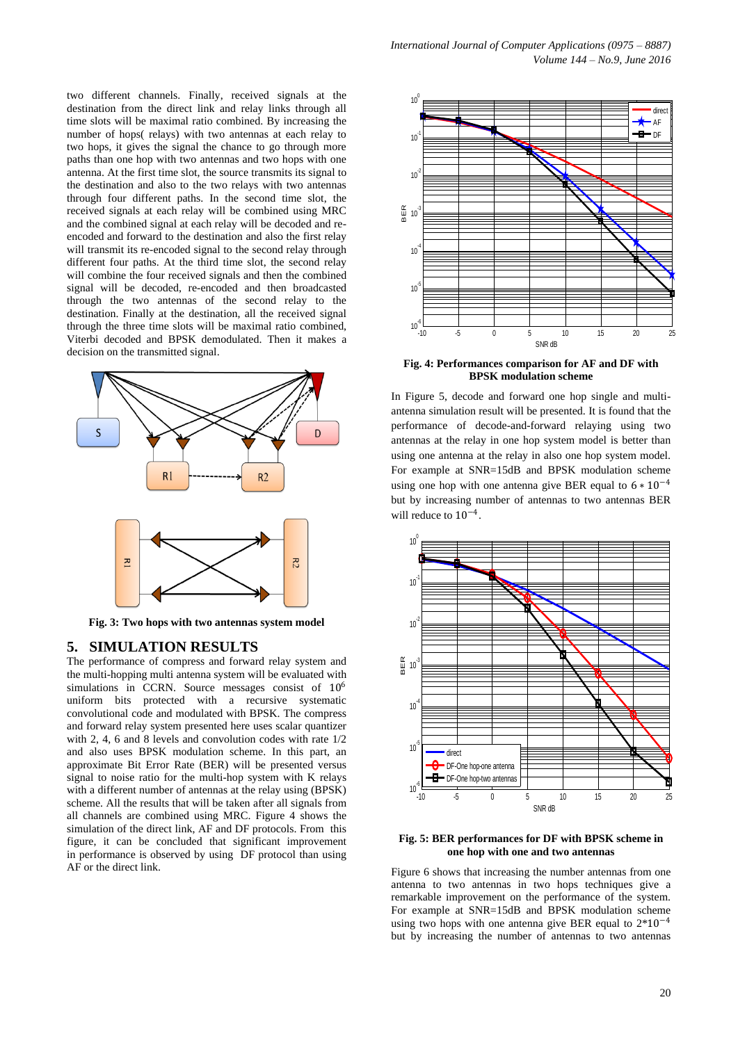two different channels. Finally, received signals at the destination from the direct link and relay links through all time slots will be maximal ratio combined. By increasing the number of hops( relays) with two antennas at each relay to two hops, it gives the signal the chance to go through more paths than one hop with two antennas and two hops with one antenna. At the first time slot, the source transmits its signal to the destination and also to the two relays with two antennas through four different paths. In the second time slot, the received signals at each relay will be combined using MRC and the combined signal at each relay will be decoded and re-encoded and forward to the destination and also the first relay will transmit its re-encoded signal to the second relay through different four paths. At the third time slot, the second relay will combine the four received signals and then the combined signal will be decoded, re-encoded and then broadcasted through the two antennas of the second relay to the destination. Finally at the destination, all the received signal through the three time slots will be maximal ratio combined, Viterbi decoded and BPSK demodulated. Then it makes a decision on the transmitted signal.

**Fig. 3: Two hops with two antennas system model**

## 5. SIMULATION RESULTS

The performance of compress and forward relay system and the multi-hopping multi antenna system will be evaluated with simulations in CCRN. Source messages consist of $10^6$ uniform bits protected with a recursive systematic convolutional code and modulated with BPSK. The compress and forward relay system presented here uses scalar quantizer with 2, 4, 6 and 8 levels and convolution codes with rate 1/2 and also uses BPSK modulation scheme. In this part, an approximate Bit Error Rate (BER) will be presented versus signal to noise ratio for the multi-hop system with K relays with a different number of antennas at the relay using (BPSK) scheme. All the results that will be taken after all signals from all channels are combined using MRC. Figure 4 shows the simulation of the direct link, AF and DF protocols. From this figure, it can be concluded that significant improvement in performance is observed by using DF protocol than using AF or the direct link.

**Fig. 4: Performances comparison for AF and DF with BPSK modulation scheme**

In Figure 5, decode and forward one hop single and multi-antenna simulation result will be presented. It is found that the performance of decode-and-forward relaying using two antennas at the relay in one hop system model is better than using one antenna at the relay in also one hop system model. For example at SNR=15dB and BPSK modulation scheme using one hop with one antenna give BER equal to $6 * 10^{-4}$ but by increasing number of antennas to two antennas BER will reduce to $10^{-4}$.

**Fig. 5: BER performances for DF with BPSK scheme in one hop with one and two antennas**

Figure 6 shows that increasing the number antennas from one antenna to two antennas in two hops techniques give a remarkable improvement on the performance of the system. For example at SNR=15dB and BPSK modulation scheme using two hops with one antenna give BER equal to $2*10^{-4}$ but by increasing the number of antennas to two antennas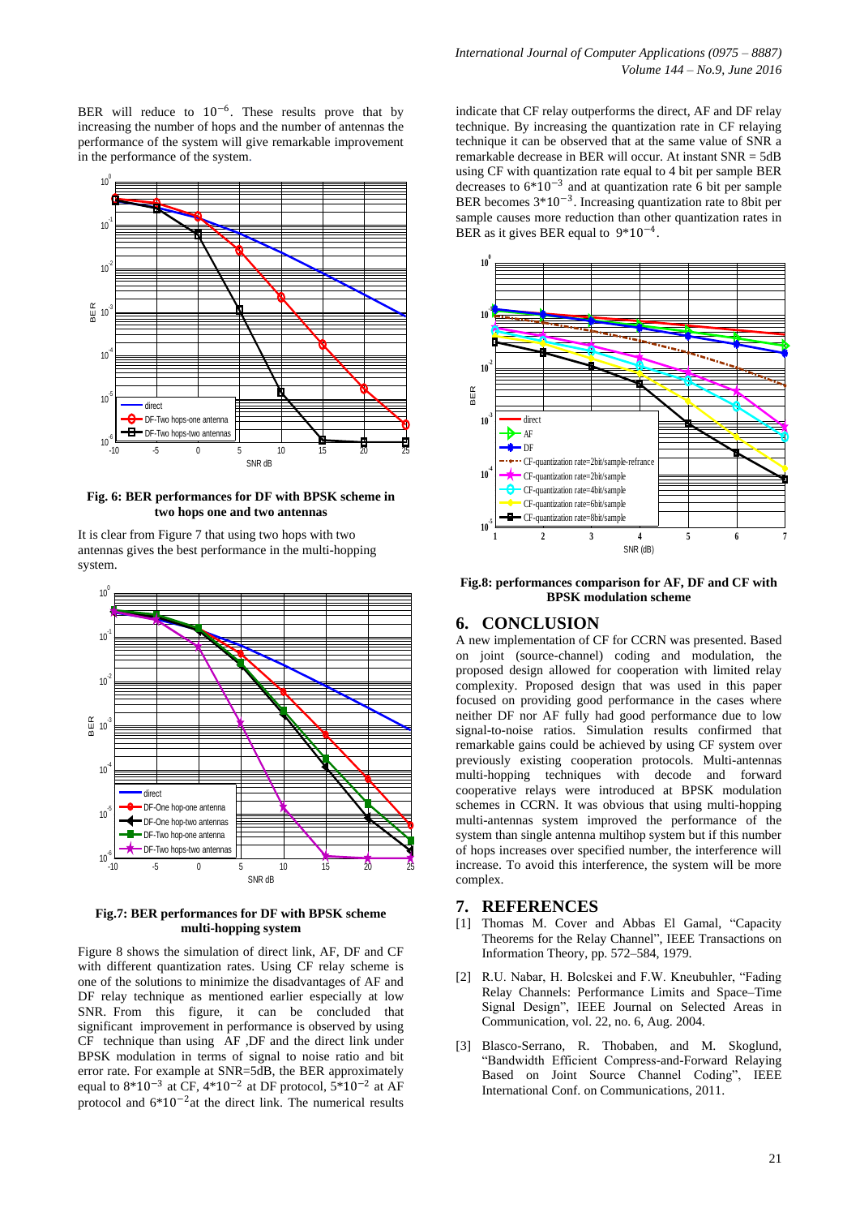BER will reduce to $10^{-6}$. These results prove that by increasing the number of hops and the number of antennas the performance of the system will give remarkable improvement in the performance of the system.

**Fig. 6: BER performances for DF with BPSK scheme in two hops one and two antennas**

It is clear from Figure 7 that using two hops with two antennas gives the best performance in the multi-hopping system.

**Fig.7: BER performances for DF with BPSK scheme multi-hopping system**

Figure 8 shows the simulation of direct link, AF, DF and CF with different quantization rates. Using CF relay scheme is one of the solutions to minimize the disadvantages of AF and DF relay technique as mentioned earlier especially at low SNR. From this figure, it can be concluded that significant improvement in performance is observed by using CF technique than using AF ,DF and the direct link under BPSK modulation in terms of signal to noise ratio and bit error rate. For example at SNR=5dB, the BER approximately equal to $8*10^{-3}$ at CF, $4*10^{-2}$ at DF protocol, $5*10^{-2}$ at AF protocol and $6*10^{-2}$at the direct link. The numerical results indicate that CF relay outperforms the direct, AF and DF relay technique. By increasing the quantization rate in CF relaying technique it can be observed that at the same value of SNR a remarkable decrease in BER will occur. At instant SNR = 5dB using CF with quantization rate equal to 4 bit per sample BER decreases to $6*10^{-3}$ and at quantization rate 6 bit per sample BER becomes $3*10^{-3}$. Increasing quantization rate to 8bit per sample causes more reduction than other quantization rates in BER as it gives BER equal to $9*10^{-4}$.

**Fig.8: performances comparison for AF, DF and CF with BPSK modulation scheme**

## 6. CONCLUSION

A new implementation of CF for CCRN was presented. Based on joint (source-channel) coding and modulation, the proposed design allowed for cooperation with limited relay complexity. Proposed design that was used in this paper focused on providing good performance in the cases where neither DF nor AF fully had good performance due to low signal-to-noise ratios. Simulation results confirmed that remarkable gains could be achieved by using CF system over previously existing cooperation protocols. Multi-antennas multi-hopping techniques with decode and forward cooperative relays were introduced at BPSK modulation schemes in CCRN. It was obvious that using multi-hopping multi-antennas system improved the performance of the system than single antenna multihop system but if this number of hops increases over specified number, the interference will increase. To avoid this interference, the system will be more complex.

## 7. REFERENCES

[1] Thomas M. Cover and Abbas El Gamal, "Capacity Theorems for the Relay Channel", IEEE Transactions on Information Theory, pp. 572–584, 1979.

[2] R.U. Nabar, H. Bolcskei and F.W. Kneubuhler, "Fading Relay Channels: Performance Limits and Space–Time Signal Design", IEEE Journal on Selected Areas in Communication, vol. 22, no. 6, Aug. 2004.

[3] Blasco-Serrano, R. Thobaben, and M. Skoglund, "Bandwidth Efficient Compress-and-Forward Relaying Based on Joint Source Channel Coding", IEEE International Conf. on Communications, 2011.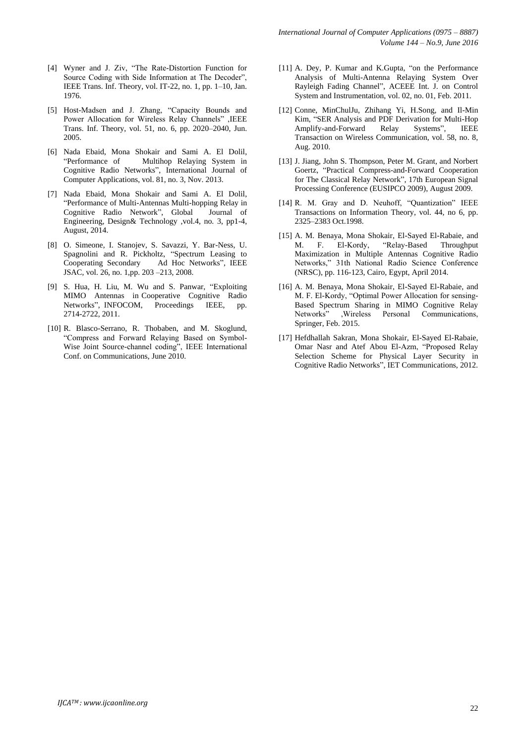[4] Wyner and J. Ziv, "The Rate-Distortion Function for Source Coding with Side Information at The Decoder", IEEE Trans. Inf. Theory, vol. IT-22, no. 1, pp. 1–10, Jan. 1976.

[5] Host-Madsen and J. Zhang, "Capacity Bounds and Power Allocation for Wireless Relay Channels" ,IEEE Trans. Inf. Theory, vol. 51, no. 6, pp. 2020–2040, Jun. 2005.

[6] Nada Ebaid, Mona Shokair and Sami A. El Dolil, "Performance of Multihop Relaying System in Cognitive Radio Networks", International Journal of Computer Applications, vol. 81, no. 3, Nov. 2013.

[7] Nada Ebaid, Mona Shokair and Sami A. El Dolil, "Performance of Multi-Antennas Multi-hopping Relay in Cognitive Radio Network", Global Journal of Engineering, Design& Technology ,vol.4, no. 3, pp1-4, August, 2014.

[8] O. Simeone, I. Stanojev, S. Savazzi, Y. Bar-Ness, U. Spagnolini and R. Pickholtz, "Spectrum Leasing to Cooperating Secondary Ad Hoc Networks", IEEE JSAC, vol. 26, no. 1,pp. 203 –213, 2008.

[9] S. Hua, H. Liu, M. Wu and S. Panwar, "Exploiting MIMO Antennas in Cooperative Cognitive Radio Networks", INFOCOM, Proceedings IEEE, pp. 2714-2722, 2011.

[10] R. Blasco-Serrano, R. Thobaben, and M. Skoglund, "Compress and Forward Relaying Based on Symbol-Wise Joint Source-channel coding", IEEE International Conf. on Communications, June 2010.

[11] A. Dey, P. Kumar and K.Gupta, "on the Performance Analysis of Multi-Antenna Relaying System Over Rayleigh Fading Channel", ACEEE Int. J. on Control System and Instrumentation, vol. 02, no. 01, Feb. 2011.

[12] Conne, MinChulJu, Zhihang Yi, H.Song, and Il-Min Kim, "SER Analysis and PDF Derivation for Multi-Hop Amplify-and-Forward Relay Systems", IEEE Transaction on Wireless Communication, vol. 58, no. 8, Aug. 2010.

[13] J. Jiang, John S. Thompson, Peter M. Grant, and Norbert Goertz, "Practical Compress-and-Forward Cooperation for The Classical Relay Network", 17th European Signal Processing Conference (EUSIPCO 2009), August 2009.

[14] R. M. Gray and D. Neuhoff, "Quantization" IEEE Transactions on Information Theory, vol. 44, no 6, pp. 2325–2383 Oct.1998.

[15] A. M. Benaya, Mona Shokair, El-Sayed El-Rabaie, and M. F. El-Kordy, "Relay-Based Throughput Maximization in Multiple Antennas Cognitive Radio Networks," 31th National Radio Science Conference (NRSC), pp. 116-123, Cairo, Egypt, April 2014.

[16] A. M. Benaya, Mona Shokair, El-Sayed El-Rabaie, and M. F. El-Kordy, "Optimal Power Allocation for sensing-Based Spectrum Sharing in MIMO Cognitive Relay Networks" ,Wireless Personal Communications, Springer, Feb. 2015.

[17] Hefdhallah Sakran, Mona Shokair, El-Sayed El-Rabaie, Omar Nasr and Atef Abou El-Azm, "Proposed Relay Selection Scheme for Physical Layer Security in Cognitive Radio Networks", IET Communications, 2012.